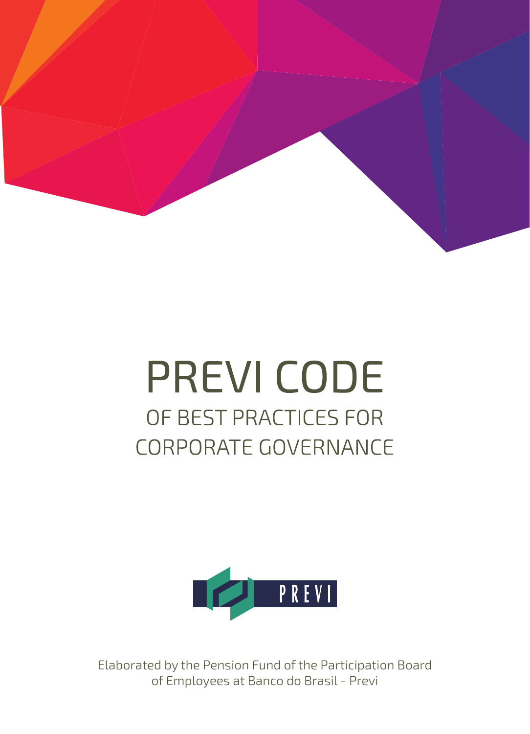# PREVI CODE

## OF BEST PRACTICES FOR CORPORATE GOVERNANCE

PREVI

Elaborated by the Pension Fund of the Participation Board of Employees at Banco do Brasil - Previ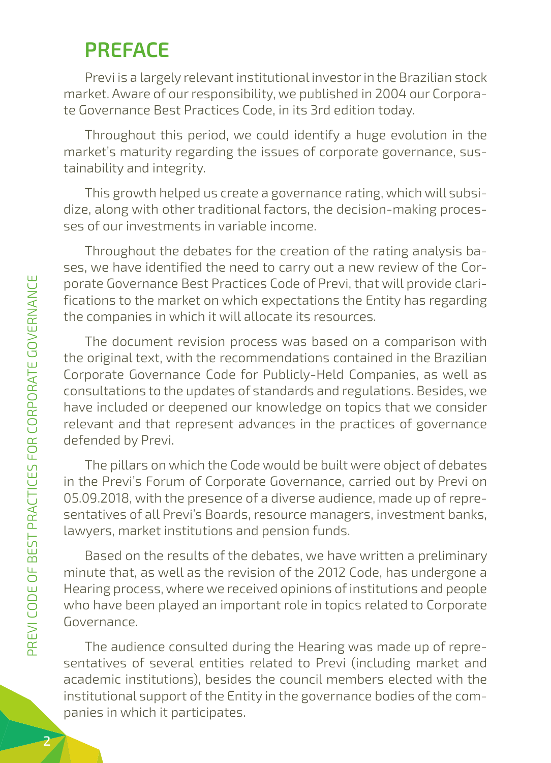# PREFACE

Previ is a largely relevant institutional investor in the Brazilian stock market. Aware of our responsibility, we published in 2004 our Corporate Governance Best Practices Code, in its 3rd edition today.

Throughout this period, we could identify a huge evolution in the market's maturity regarding the issues of corporate governance, sustainability and integrity.

This growth helped us create a governance rating, which will subsidize, along with other traditional factors, the decision-making processes of our investments in variable income.

Throughout the debates for the creation of the rating analysis bases, we have identified the need to carry out a new review of the Corporate Governance Best Practices Code of Previ, that will provide clarifications to the market on which expectations the Entity has regarding the companies in which it will allocate its resources.

The document revision process was based on a comparison with the original text, with the recommendations contained in the Brazilian Corporate Governance Code for Publicly-Held Companies, as well as consultations to the updates of standards and regulations. Besides, we have included or deepened our knowledge on topics that we consider relevant and that represent advances in the practices of governance defended by Previ.

The pillars on which the Code would be built were object of debates in the Previ's Forum of Corporate Governance, carried out by Previ on 05.09.2018, with the presence of a diverse audience, made up of representatives of all Previ's Boards, resource managers, investment banks, lawyers, market institutions and pension funds.

Based on the results of the debates, we have written a preliminary minute that, as well as the revision of the 2012 Code, has undergone a Hearing process, where we received opinions of institutions and people who have been played an important role in topics related to Corporate Governance.

The audience consulted during the Hearing was made up of representatives of several entities related to Previ (including market and academic institutions), besides the council members elected with the institutional support of the Entity in the governance bodies of the companies in which it participates.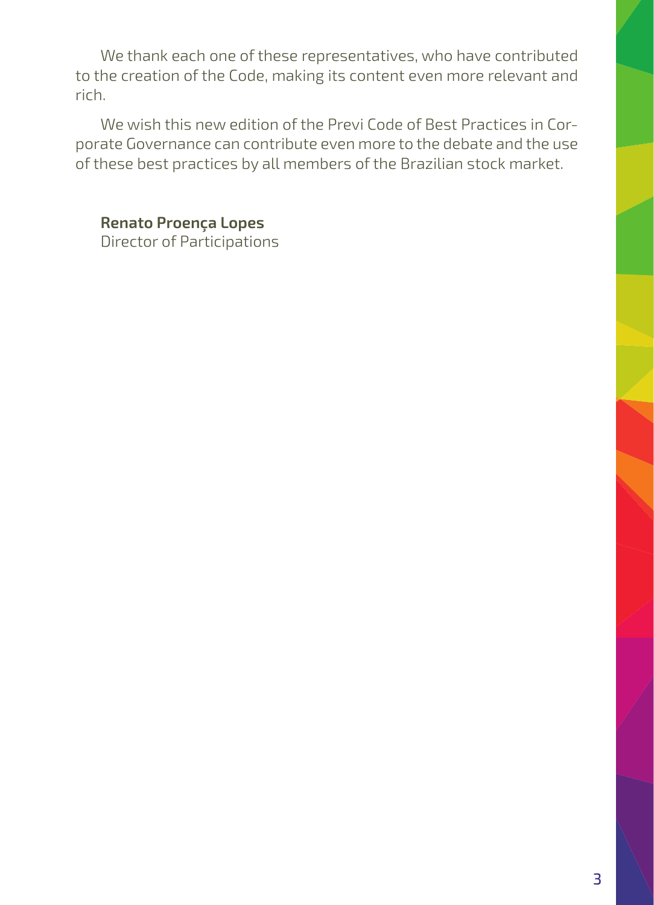We thank each one of these representatives, who have contributed to the creation of the Code, making its content even more relevant and rich.

We wish this new edition of the Previ Code of Best Practices in Corporate Governance can contribute even more to the debate and the use of these best practices by all members of the Brazilian stock market.

**Renato Proença Lopes**
Director of Participations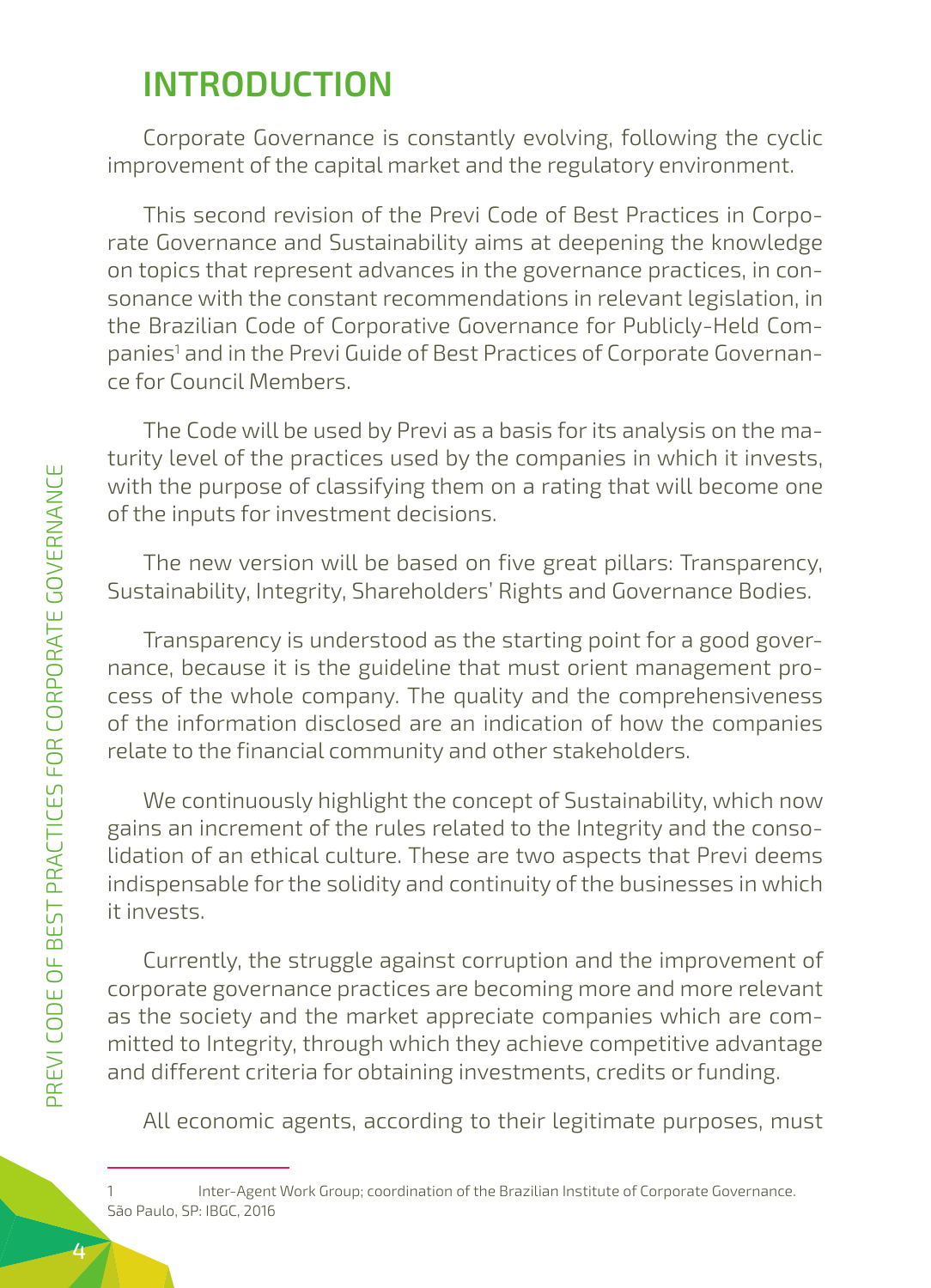# INTRODUCTION

Corporate Governance is constantly evolving, following the cyclic improvement of the capital market and the regulatory environment.

This second revision of the Previ Code of Best Practices in Corporate Governance and Sustainability aims at deepening the knowledge on topics that represent advances in the governance practices, in consonance with the constant recommendations in relevant legislation, in the Brazilian Code of Corporative Governance for Publicly-Held Companies[1] and in the Previ Guide of Best Practices of Corporate Governance for Council Members.

The Code will be used by Previ as a basis for its analysis on the maturity level of the practices used by the companies in which it invests, with the purpose of classifying them on a rating that will become one of the inputs for investment decisions.

The new version will be based on five great pillars: Transparency, Sustainability, Integrity, Shareholders' Rights and Governance Bodies.

Transparency is understood as the starting point for a good governance, because it is the guideline that must orient management process of the whole company. The quality and the comprehensiveness of the information disclosed are an indication of how the companies relate to the financial community and other stakeholders.

We continuously highlight the concept of Sustainability, which now gains an increment of the rules related to the Integrity and the consolidation of an ethical culture. These are two aspects that Previ deems indispensable for the solidity and continuity of the businesses in which it invests.

Currently, the struggle against corruption and the improvement of corporate governance practices are becoming more and more relevant as the society and the market appreciate companies which are committed to Integrity, through which they achieve competitive advantage and different criteria for obtaining investments, credits or funding.

All economic agents, according to their legitimate purposes, must

---

1 Inter-Agent Work Group; coordination of the Brazilian Institute of Corporate Governance. São Paulo, SP: IBGC, 2016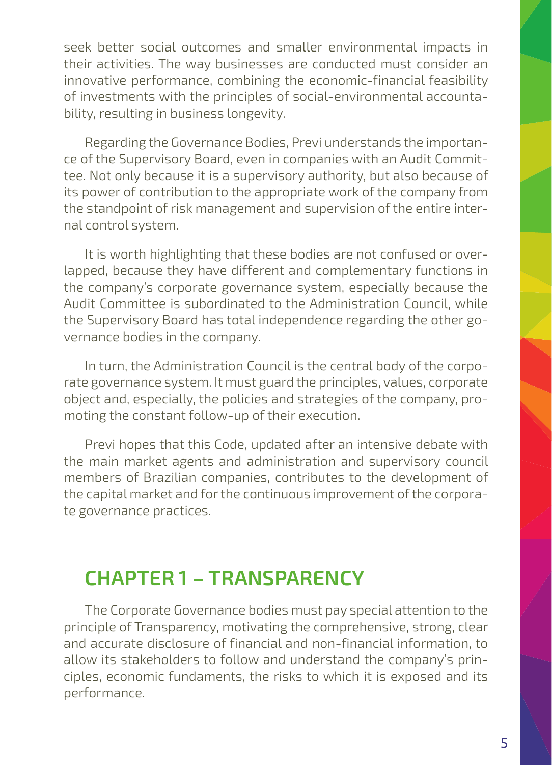seek better social outcomes and smaller environmental impacts in their activities. The way businesses are conducted must consider an innovative performance, combining the economic-financial feasibility of investments with the principles of social-environmental accountability, resulting in business longevity.

Regarding the Governance Bodies, Previ understands the importance of the Supervisory Board, even in companies with an Audit Committee. Not only because it is a supervisory authority, but also because of its power of contribution to the appropriate work of the company from the standpoint of risk management and supervision of the entire internal control system.

It is worth highlighting that these bodies are not confused or overlapped, because they have different and complementary functions in the company's corporate governance system, especially because the Audit Committee is subordinated to the Administration Council, while the Supervisory Board has total independence regarding the other governance bodies in the company.

In turn, the Administration Council is the central body of the corporate governance system. It must guard the principles, values, corporate object and, especially, the policies and strategies of the company, promoting the constant follow-up of their execution.

Previ hopes that this Code, updated after an intensive debate with the main market agents and administration and supervisory council members of Brazilian companies, contributes to the development of the capital market and for the continuous improvement of the corporate governance practices.

## CHAPTER 1 – TRANSPARENCY

The Corporate Governance bodies must pay special attention to the principle of Transparency, motivating the comprehensive, strong, clear and accurate disclosure of financial and non-financial information, to allow its stakeholders to follow and understand the company's principles, economic fundaments, the risks to which it is exposed and its performance.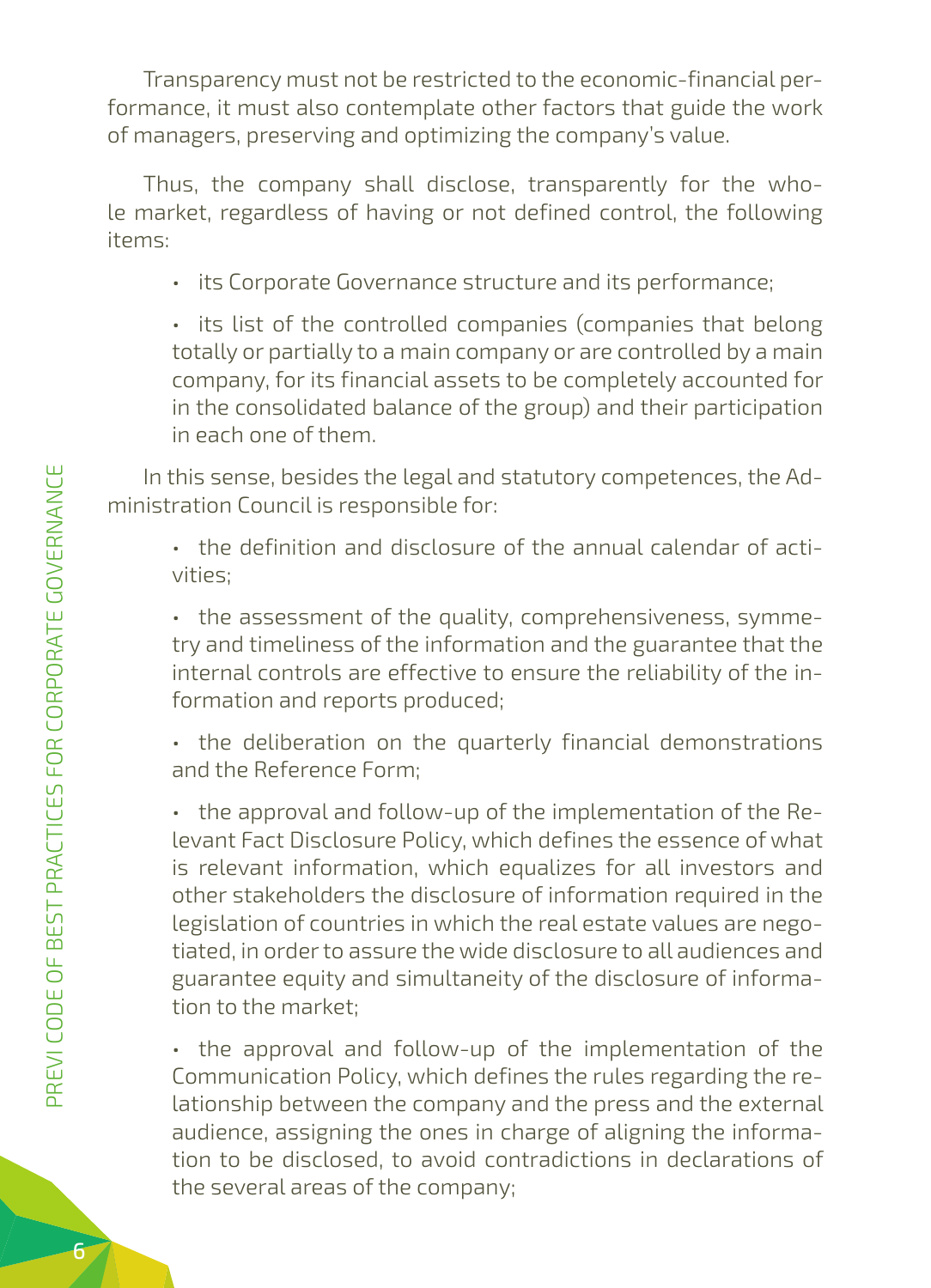Transparency must not be restricted to the economic-financial performance, it must also contemplate other factors that guide the work of managers, preserving and optimizing the company's value.

Thus, the company shall disclose, transparently for the whole market, regardless of having or not defined control, the following items:

- its Corporate Governance structure and its performance;
- its list of the controlled companies (companies that belong totally or partially to a main company or are controlled by a main company, for its financial assets to be completely accounted for in the consolidated balance of the group) and their participation in each one of them.

In this sense, besides the legal and statutory competences, the Administration Council is responsible for:

- the definition and disclosure of the annual calendar of activities;
- the assessment of the quality, comprehensiveness, symmetry and timeliness of the information and the guarantee that the internal controls are effective to ensure the reliability of the information and reports produced;
- the deliberation on the quarterly financial demonstrations and the Reference Form;
- the approval and follow-up of the implementation of the Relevant Fact Disclosure Policy, which defines the essence of what is relevant information, which equalizes for all investors and other stakeholders the disclosure of information required in the legislation of countries in which the real estate values are negotiated, in order to assure the wide disclosure to all audiences and guarantee equity and simultaneity of the disclosure of information to the market;
- the approval and follow-up of the implementation of the Communication Policy, which defines the rules regarding the relationship between the company and the press and the external audience, assigning the ones in charge of aligning the information to be disclosed, to avoid contradictions in declarations of the several areas of the company;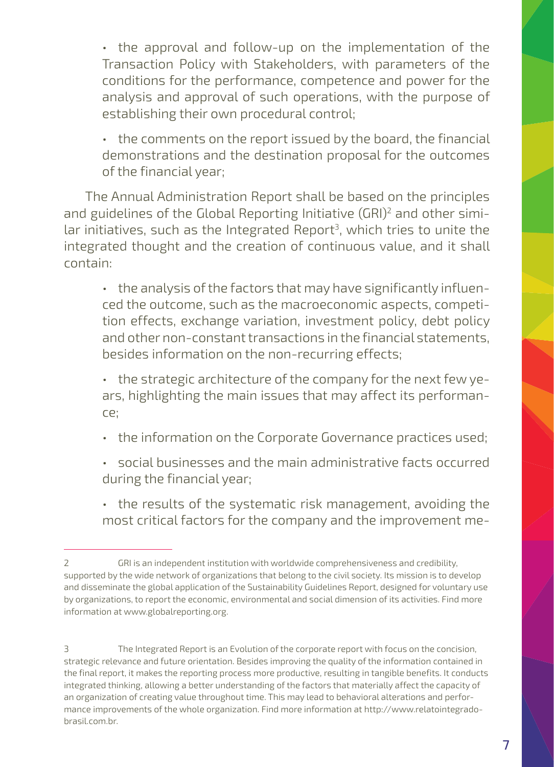- the approval and follow-up on the implementation of the Transaction Policy with Stakeholders, with parameters of the conditions for the performance, competence and power for the analysis and approval of such operations, with the purpose of establishing their own procedural control;
- the comments on the report issued by the board, the financial demonstrations and the destination proposal for the outcomes of the financial year;

The Annual Administration Report shall be based on the principles and guidelines of the Global Reporting Initiative (GRI)[2] and other similar initiatives, such as the Integrated Report[3], which tries to unite the integrated thought and the creation of continuous value, and it shall contain:

- the analysis of the factors that may have significantly influenced the outcome, such as the macroeconomic aspects, competition effects, exchange variation, investment policy, debt policy and other non-constant transactions in the financial statements, besides information on the non-recurring effects;
- the strategic architecture of the company for the next few years, highlighting the main issues that may affect its performance;
- the information on the Corporate Governance practices used;
- social businesses and the main administrative facts occurred during the financial year;
- the results of the systematic risk management, avoiding the most critical factors for the company and the improvement me-

---

2 GRI is an independent institution with worldwide comprehensiveness and credibility, supported by the wide network of organizations that belong to the civil society. Its mission is to develop and disseminate the global application of the Sustainability Guidelines Report, designed for voluntary use by organizations, to report the economic, environmental and social dimension of its activities. Find more information at www.globalreporting.org.

3 The Integrated Report is an Evolution of the corporate report with focus on the concision, strategic relevance and future orientation. Besides improving the quality of the information contained in the final report, it makes the reporting process more productive, resulting in tangible benefits. It conducts integrated thinking, allowing a better understanding of the factors that materially affect the capacity of an organization of creating value throughout time. This may lead to behavioral alterations and performance improvements of the whole organization. Find more information at http://www.relatointegradobrasil.com.br.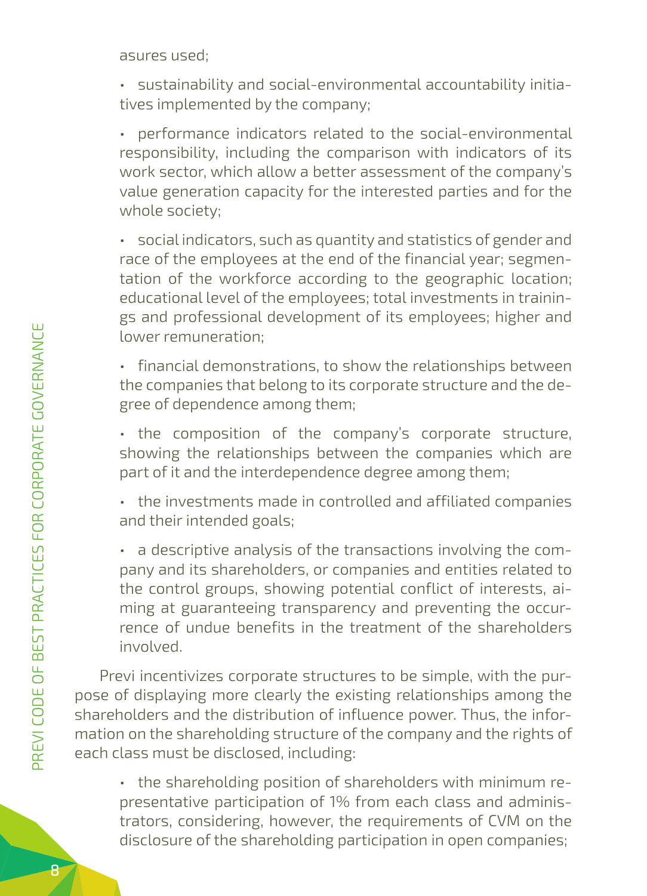asures used;

- sustainability and social-environmental accountability initiatives implemented by the company;

- performance indicators related to the social-environmental responsibility, including the comparison with indicators of its work sector, which allow a better assessment of the company's value generation capacity for the interested parties and for the whole society;

- social indicators, such as quantity and statistics of gender and race of the employees at the end of the financial year; segmentation of the workforce according to the geographic location; educational level of the employees; total investments in trainings and professional development of its employees; higher and lower remuneration;

- financial demonstrations, to show the relationships between the companies that belong to its corporate structure and the degree of dependence among them;

- the composition of the company's corporate structure, showing the relationships between the companies which are part of it and the interdependence degree among them;

- the investments made in controlled and affiliated companies and their intended goals;

- a descriptive analysis of the transactions involving the company and its shareholders, or companies and entities related to the control groups, showing potential conflict of interests, aiming at guaranteeing transparency and preventing the occurrence of undue benefits in the treatment of the shareholders involved.

Previ incentivizes corporate structures to be simple, with the purpose of displaying more clearly the existing relationships among the shareholders and the distribution of influence power. Thus, the information on the shareholding structure of the company and the rights of each class must be disclosed, including:

- the shareholding position of shareholders with minimum representative participation of 1% from each class and administrators, considering, however, the requirements of CVM on the disclosure of the shareholding participation in open companies;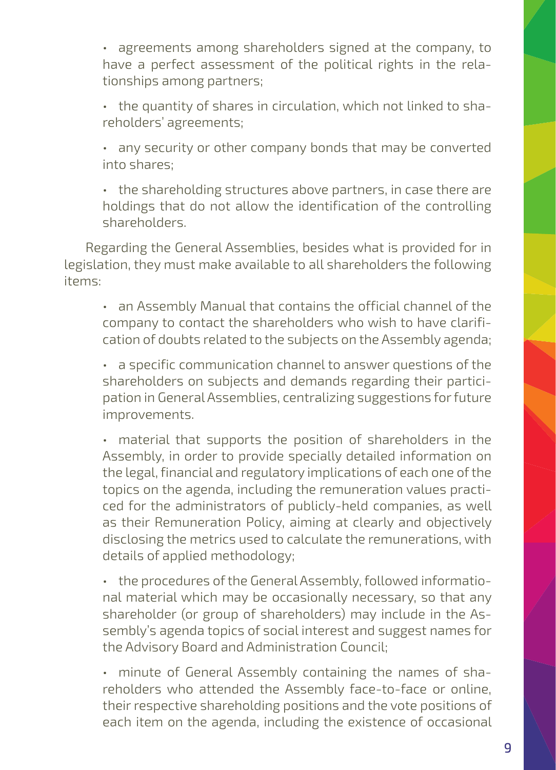- agreements among shareholders signed at the company, to have a perfect assessment of the political rights in the relationships among partners;
- the quantity of shares in circulation, which not linked to shareholders' agreements;
- any security or other company bonds that may be converted into shares;
- the shareholding structures above partners, in case there are holdings that do not allow the identification of the controlling shareholders.

Regarding the General Assemblies, besides what is provided for in legislation, they must make available to all shareholders the following items:

- an Assembly Manual that contains the official channel of the company to contact the shareholders who wish to have clarification of doubts related to the subjects on the Assembly agenda;
- a specific communication channel to answer questions of the shareholders on subjects and demands regarding their participation in General Assemblies, centralizing suggestions for future improvements.
- material that supports the position of shareholders in the Assembly, in order to provide specially detailed information on the legal, financial and regulatory implications of each one of the topics on the agenda, including the remuneration values practiced for the administrators of publicly-held companies, as well as their Remuneration Policy, aiming at clearly and objectively disclosing the metrics used to calculate the remunerations, with details of applied methodology;
- the procedures of the General Assembly, followed informational material which may be occasionally necessary, so that any shareholder (or group of shareholders) may include in the Assembly's agenda topics of social interest and suggest names for the Advisory Board and Administration Council;
- minute of General Assembly containing the names of shareholders who attended the Assembly face-to-face or online, their respective shareholding positions and the vote positions of each item on the agenda, including the existence of occasional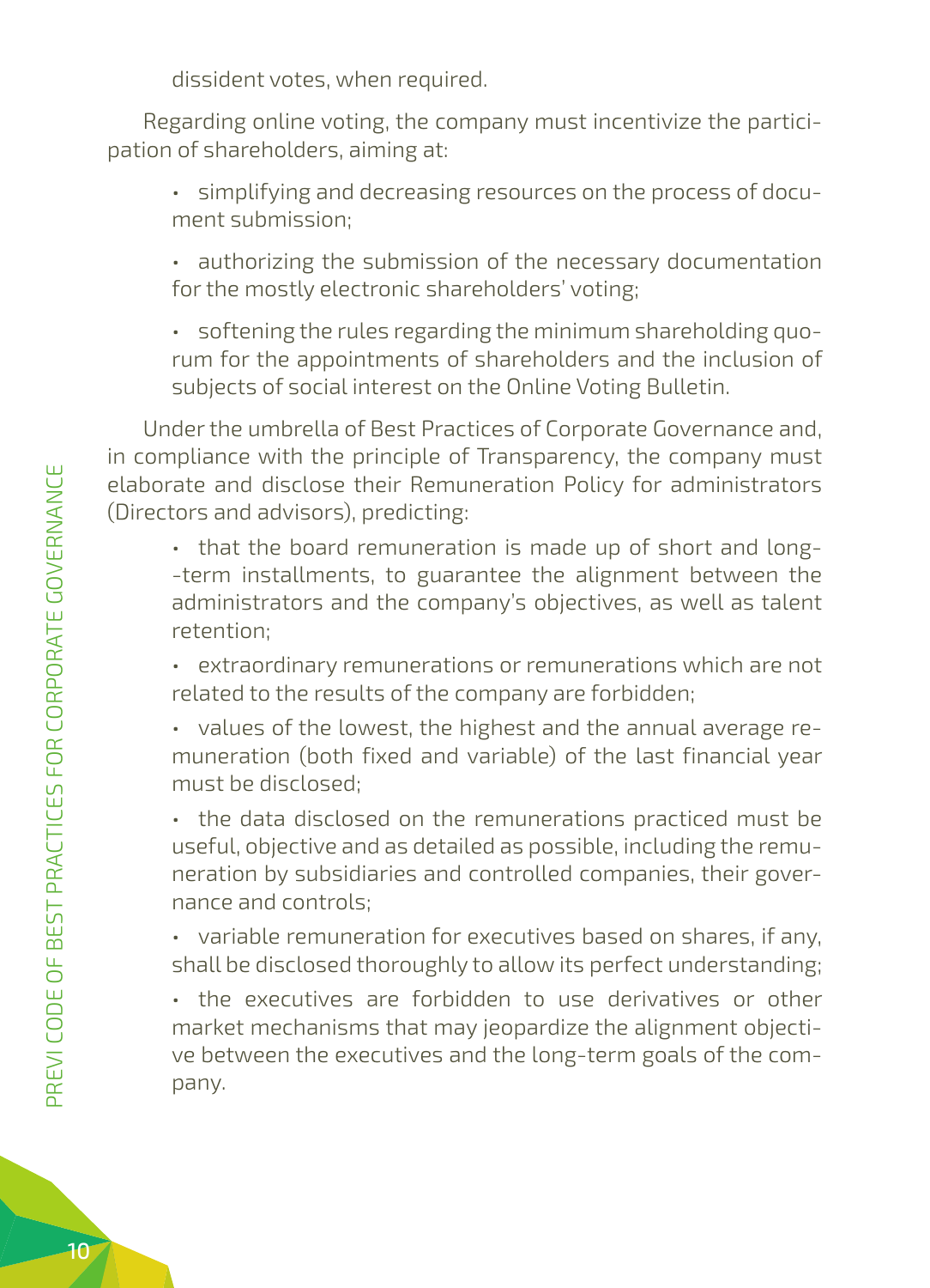dissident votes, when required.

Regarding online voting, the company must incentivize the participation of shareholders, aiming at:

- simplifying and decreasing resources on the process of document submission;
- authorizing the submission of the necessary documentation for the mostly electronic shareholders' voting;
- softening the rules regarding the minimum shareholding quorum for the appointments of shareholders and the inclusion of subjects of social interest on the Online Voting Bulletin.

Under the umbrella of Best Practices of Corporate Governance and, in compliance with the principle of Transparency, the company must elaborate and disclose their Remuneration Policy for administrators (Directors and advisors), predicting:

- that the board remuneration is made up of short and long-term installments, to guarantee the alignment between the administrators and the company's objectives, as well as talent retention;
- extraordinary remunerations or remunerations which are not related to the results of the company are forbidden;
- values of the lowest, the highest and the annual average remuneration (both fixed and variable) of the last financial year must be disclosed;
- the data disclosed on the remunerations practiced must be useful, objective and as detailed as possible, including the remuneration by subsidiaries and controlled companies, their governance and controls;
- variable remuneration for executives based on shares, if any, shall be disclosed thoroughly to allow its perfect understanding;
- the executives are forbidden to use derivatives or other market mechanisms that may jeopardize the alignment objective between the executives and the long-term goals of the company.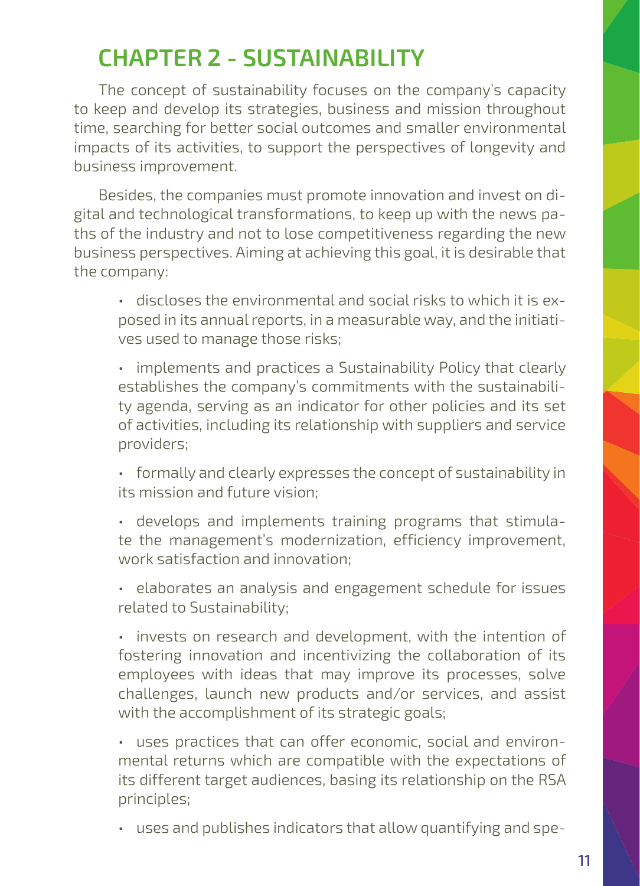# CHAPTER 2 - SUSTAINABILITY

The concept of sustainability focuses on the company's capacity to keep and develop its strategies, business and mission throughout time, searching for better social outcomes and smaller environmental impacts of its activities, to support the perspectives of longevity and business improvement.

Besides, the companies must promote innovation and invest on digital and technological transformations, to keep up with the news paths of the industry and not to lose competitiveness regarding the new business perspectives. Aiming at achieving this goal, it is desirable that the company:

- discloses the environmental and social risks to which it is exposed in its annual reports, in a measurable way, and the initiatives used to manage those risks;
- implements and practices a Sustainability Policy that clearly establishes the company's commitments with the sustainability agenda, serving as an indicator for other policies and its set of activities, including its relationship with suppliers and service providers;
- formally and clearly expresses the concept of sustainability in its mission and future vision;
- develops and implements training programs that stimulate the management's modernization, efficiency improvement, work satisfaction and innovation;
- elaborates an analysis and engagement schedule for issues related to Sustainability;
- invests on research and development, with the intention of fostering innovation and incentivizing the collaboration of its employees with ideas that may improve its processes, solve challenges, launch new products and/or services, and assist with the accomplishment of its strategic goals;
- uses practices that can offer economic, social and environmental returns which are compatible with the expectations of its different target audiences, basing its relationship on the RSA principles;
- uses and publishes indicators that allow quantifying and spe-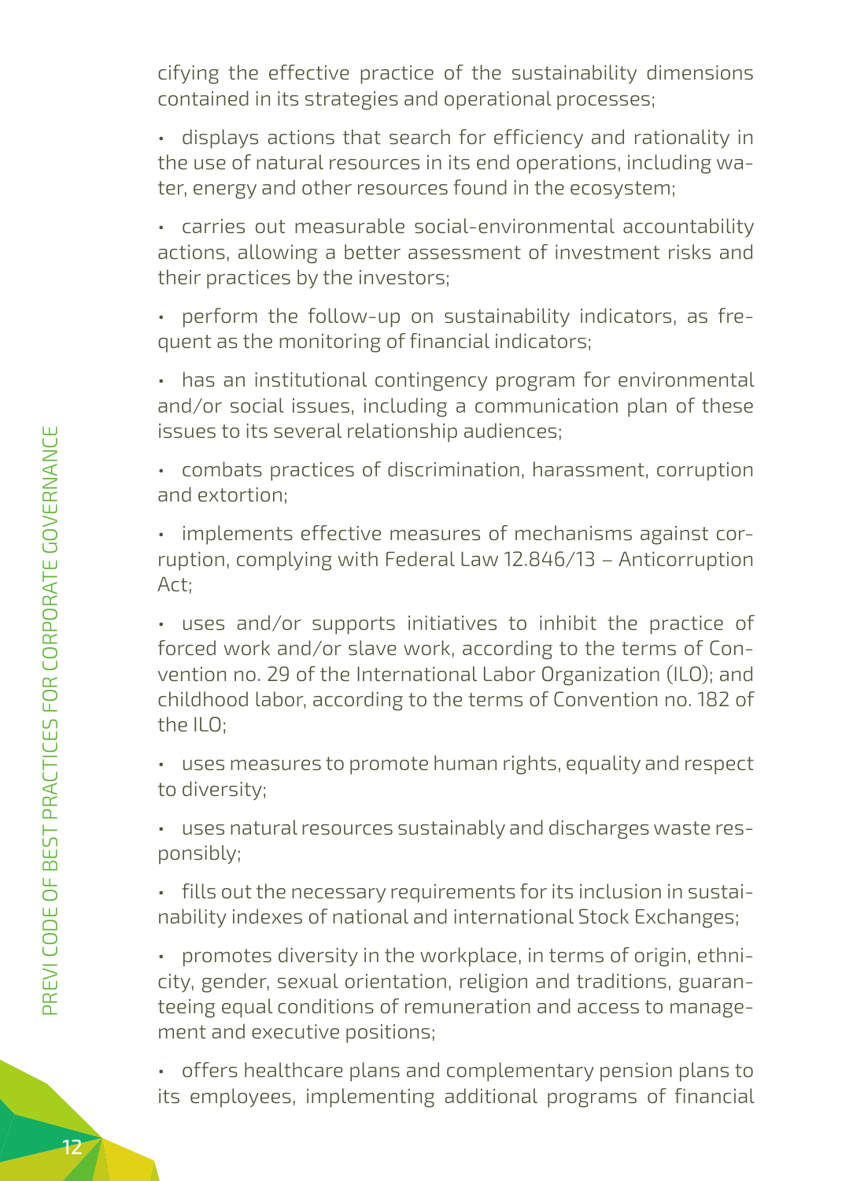cifying the effective practice of the sustainability dimensions contained in its strategies and operational processes;

- displays actions that search for efficiency and rationality in the use of natural resources in its end operations, including water, energy and other resources found in the ecosystem;
- carries out measurable social-environmental accountability actions, allowing a better assessment of investment risks and their practices by the investors;
- perform the follow-up on sustainability indicators, as frequent as the monitoring of financial indicators;
- has an institutional contingency program for environmental and/or social issues, including a communication plan of these issues to its several relationship audiences;
- combats practices of discrimination, harassment, corruption and extortion;
- implements effective measures of mechanisms against corruption, complying with Federal Law 12.846/13 – Anticorruption Act;
- uses and/or supports initiatives to inhibit the practice of forced work and/or slave work, according to the terms of Convention no. 29 of the International Labor Organization (ILO); and childhood labor, according to the terms of Convention no. 182 of the ILO;
- uses measures to promote human rights, equality and respect to diversity;
- uses natural resources sustainably and discharges waste responsibly;
- fills out the necessary requirements for its inclusion in sustainability indexes of national and international Stock Exchanges;
- promotes diversity in the workplace, in terms of origin, ethnicity, gender, sexual orientation, religion and traditions, guaranteeing equal conditions of remuneration and access to management and executive positions;
- offers healthcare plans and complementary pension plans to its employees, implementing additional programs of financial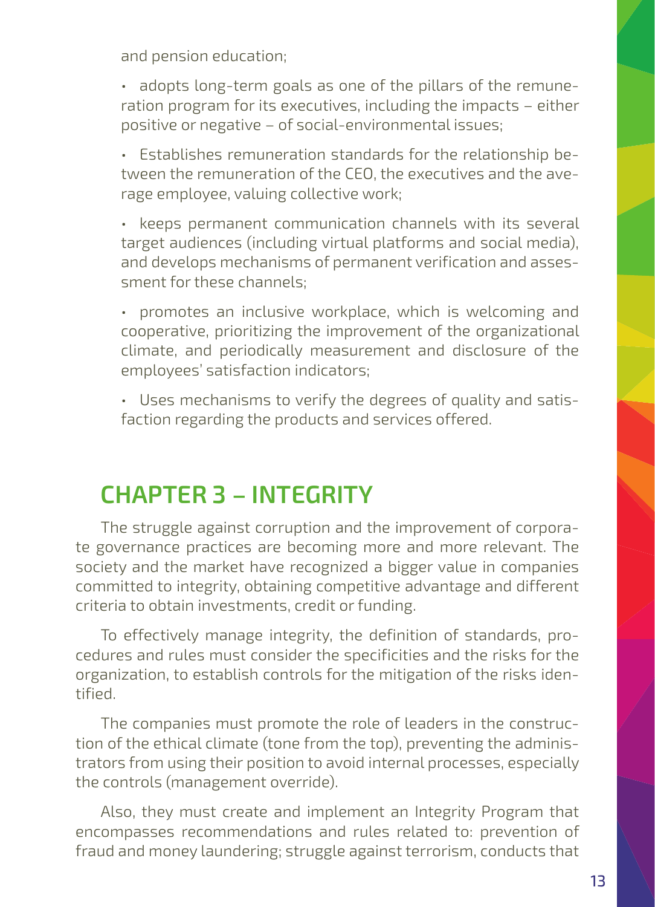and pension education;

- adopts long-term goals as one of the pillars of the remuneration program for its executives, including the impacts – either positive or negative – of social-environmental issues;
- Establishes remuneration standards for the relationship between the remuneration of the CEO, the executives and the average employee, valuing collective work;
- keeps permanent communication channels with its several target audiences (including virtual platforms and social media), and develops mechanisms of permanent verification and assessment for these channels;
- promotes an inclusive workplace, which is welcoming and cooperative, prioritizing the improvement of the organizational climate, and periodically measurement and disclosure of the employees' satisfaction indicators;
- Uses mechanisms to verify the degrees of quality and satisfaction regarding the products and services offered.

## CHAPTER 3 – INTEGRITY

The struggle against corruption and the improvement of corporate governance practices are becoming more and more relevant. The society and the market have recognized a bigger value in companies committed to integrity, obtaining competitive advantage and different criteria to obtain investments, credit or funding.

To effectively manage integrity, the definition of standards, procedures and rules must consider the specificities and the risks for the organization, to establish controls for the mitigation of the risks identified.

The companies must promote the role of leaders in the construction of the ethical climate (tone from the top), preventing the administrators from using their position to avoid internal processes, especially the controls (management override).

Also, they must create and implement an Integrity Program that encompasses recommendations and rules related to: prevention of fraud and money laundering; struggle against terrorism, conducts that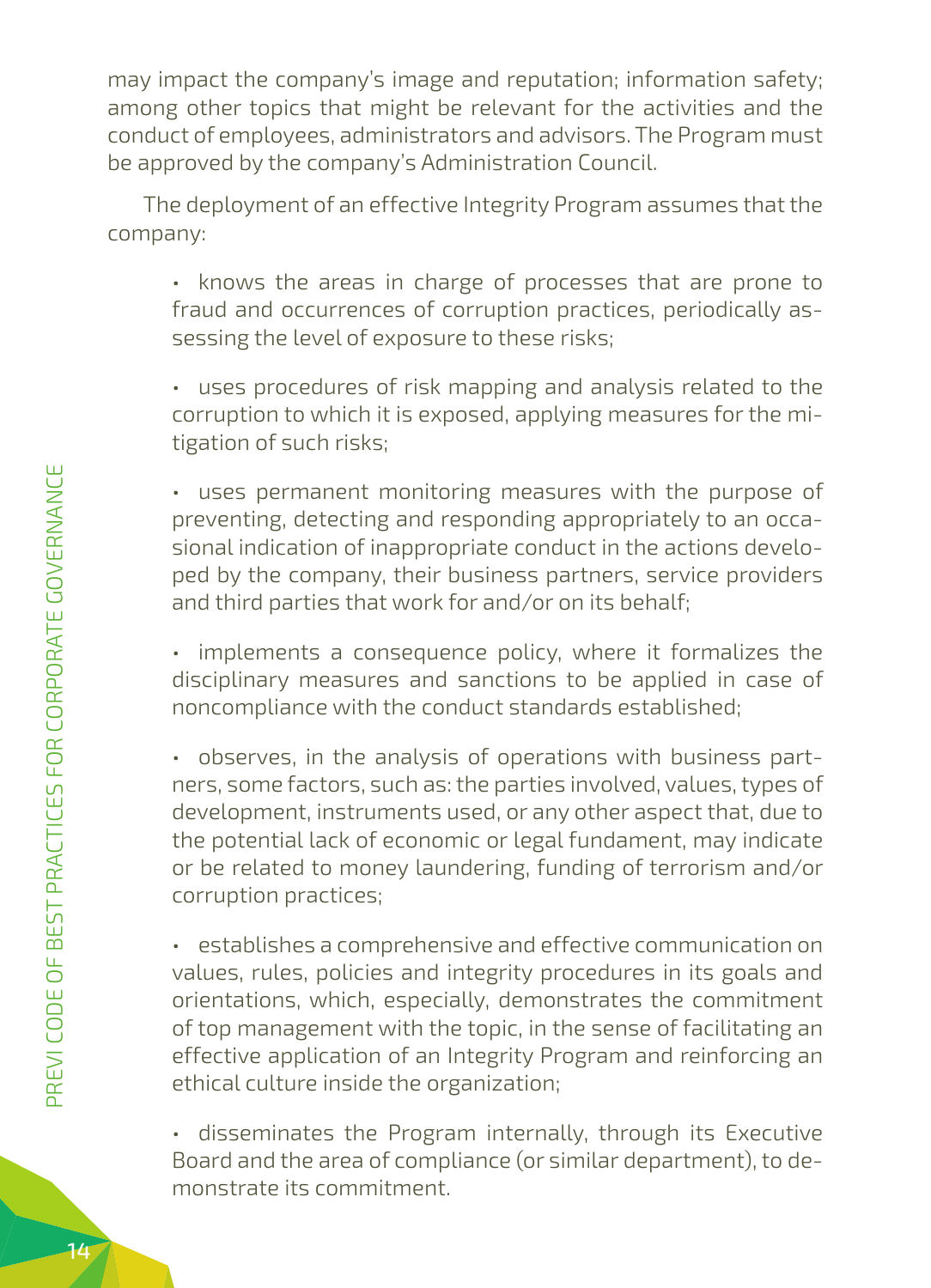may impact the company's image and reputation; information safety; among other topics that might be relevant for the activities and the conduct of employees, administrators and advisors. The Program must be approved by the company's Administration Council.

The deployment of an effective Integrity Program assumes that the company:

- knows the areas in charge of processes that are prone to fraud and occurrences of corruption practices, periodically assessing the level of exposure to these risks;
- uses procedures of risk mapping and analysis related to the corruption to which it is exposed, applying measures for the mitigation of such risks;
- uses permanent monitoring measures with the purpose of preventing, detecting and responding appropriately to an occasional indication of inappropriate conduct in the actions developed by the company, their business partners, service providers and third parties that work for and/or on its behalf;
- implements a consequence policy, where it formalizes the disciplinary measures and sanctions to be applied in case of noncompliance with the conduct standards established;
- observes, in the analysis of operations with business partners, some factors, such as: the parties involved, values, types of development, instruments used, or any other aspect that, due to the potential lack of economic or legal fundament, may indicate or be related to money laundering, funding of terrorism and/or corruption practices;
- establishes a comprehensive and effective communication on values, rules, policies and integrity procedures in its goals and orientations, which, especially, demonstrates the commitment of top management with the topic, in the sense of facilitating an effective application of an Integrity Program and reinforcing an ethical culture inside the organization;
- disseminates the Program internally, through its Executive Board and the area of compliance (or similar department), to demonstrate its commitment.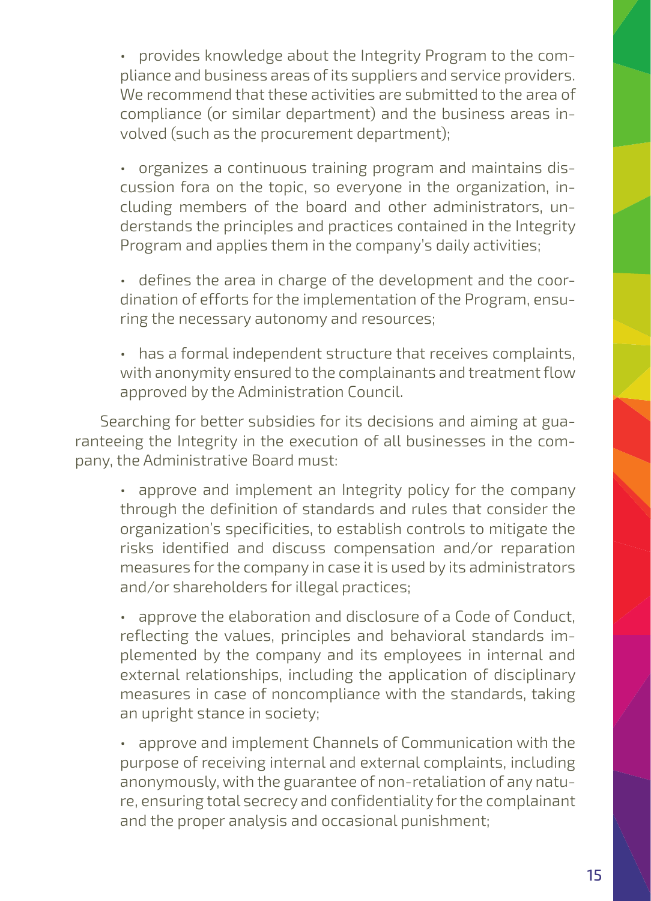- provides knowledge about the Integrity Program to the compliance and business areas of its suppliers and service providers. We recommend that these activities are submitted to the area of compliance (or similar department) and the business areas involved (such as the procurement department);

- organizes a continuous training program and maintains discussion fora on the topic, so everyone in the organization, including members of the board and other administrators, understands the principles and practices contained in the Integrity Program and applies them in the company's daily activities;

- defines the area in charge of the development and the coordination of efforts for the implementation of the Program, ensuring the necessary autonomy and resources;

- has a formal independent structure that receives complaints, with anonymity ensured to the complainants and treatment flow approved by the Administration Council.

Searching for better subsidies for its decisions and aiming at guaranteeing the Integrity in the execution of all businesses in the company, the Administrative Board must:

- approve and implement an Integrity policy for the company through the definition of standards and rules that consider the organization's specificities, to establish controls to mitigate the risks identified and discuss compensation and/or reparation measures for the company in case it is used by its administrators and/or shareholders for illegal practices;

- approve the elaboration and disclosure of a Code of Conduct, reflecting the values, principles and behavioral standards implemented by the company and its employees in internal and external relationships, including the application of disciplinary measures in case of noncompliance with the standards, taking an upright stance in society;

- approve and implement Channels of Communication with the purpose of receiving internal and external complaints, including anonymously, with the guarantee of non-retaliation of any nature, ensuring total secrecy and confidentiality for the complainant and the proper analysis and occasional punishment;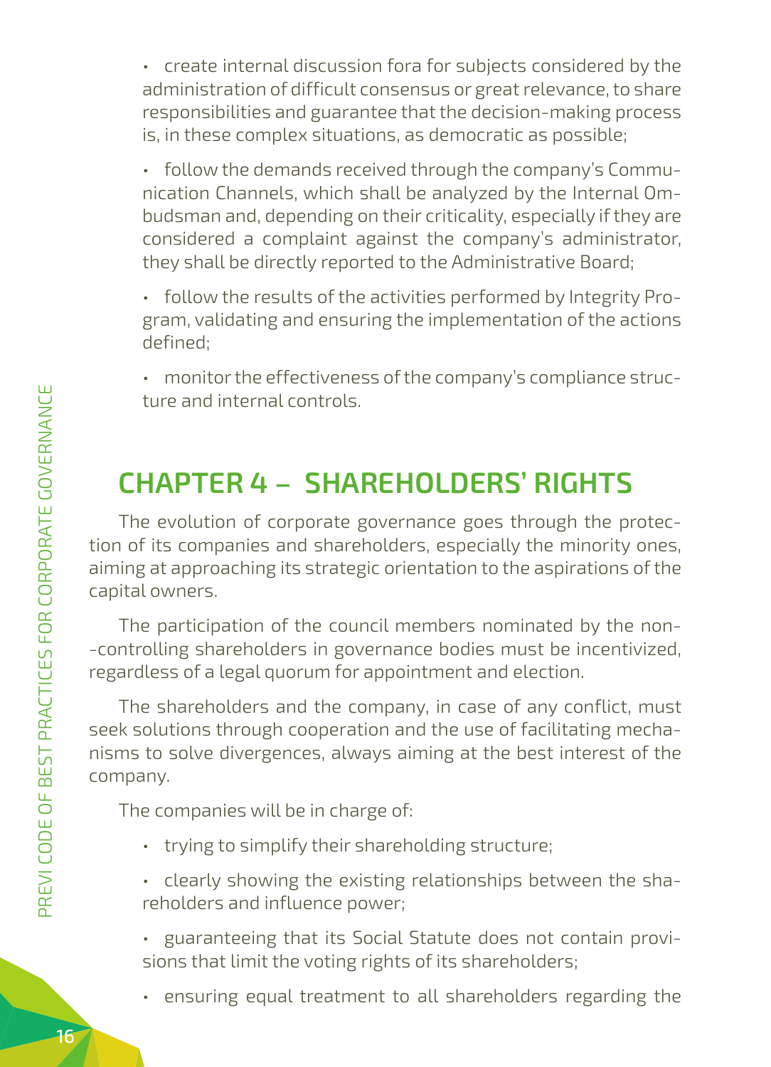- create internal discussion fora for subjects considered by the administration of difficult consensus or great relevance, to share responsibilities and guarantee that the decision-making process is, in these complex situations, as democratic as possible;

- follow the demands received through the company's Communication Channels, which shall be analyzed by the Internal Ombudsman and, depending on their criticality, especially if they are considered a complaint against the company's administrator, they shall be directly reported to the Administrative Board;

- follow the results of the activities performed by Integrity Program, validating and ensuring the implementation of the actions defined;

- monitor the effectiveness of the company's compliance structure and internal controls.

## CHAPTER 4 – SHAREHOLDERS' RIGHTS

The evolution of corporate governance goes through the protection of its companies and shareholders, especially the minority ones, aiming at approaching its strategic orientation to the aspirations of the capital owners.

The participation of the council members nominated by the non-controlling shareholders in governance bodies must be incentivized, regardless of a legal quorum for appointment and election.

The shareholders and the company, in case of any conflict, must seek solutions through cooperation and the use of facilitating mechanisms to solve divergences, always aiming at the best interest of the company.

The companies will be in charge of:

- trying to simplify their shareholding structure;

- clearly showing the existing relationships between the shareholders and influence power;

- guaranteeing that its Social Statute does not contain provisions that limit the voting rights of its shareholders;

- ensuring equal treatment to all shareholders regarding the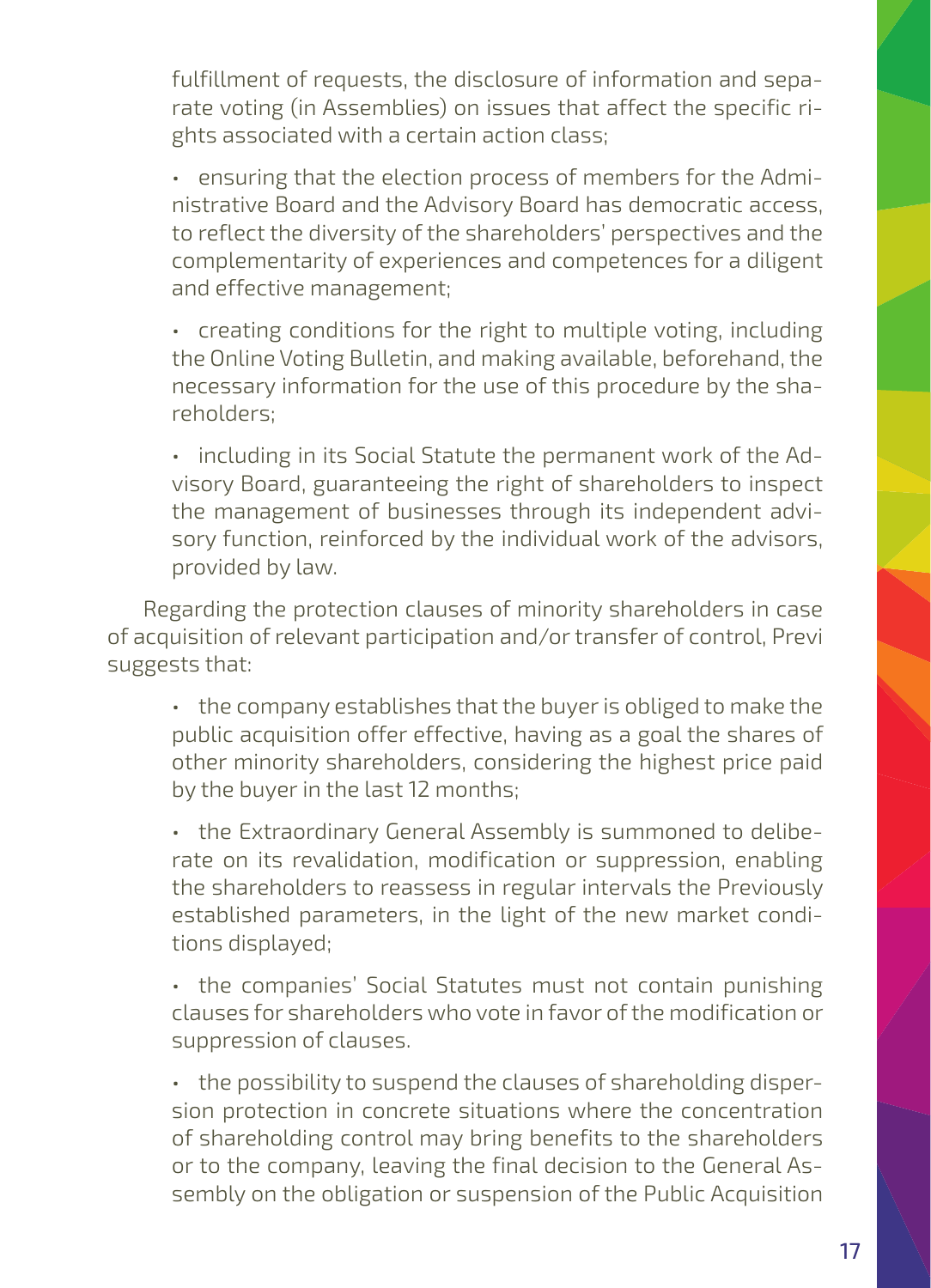fulfillment of requests, the disclosure of information and separate voting (in Assemblies) on issues that affect the specific rights associated with a certain action class;

- ensuring that the election process of members for the Administrative Board and the Advisory Board has democratic access, to reflect the diversity of the shareholders' perspectives and the complementarity of experiences and competences for a diligent and effective management;
- creating conditions for the right to multiple voting, including the Online Voting Bulletin, and making available, beforehand, the necessary information for the use of this procedure by the shareholders;
- including in its Social Statute the permanent work of the Advisory Board, guaranteeing the right of shareholders to inspect the management of businesses through its independent advisory function, reinforced by the individual work of the advisors, provided by law.

Regarding the protection clauses of minority shareholders in case of acquisition of relevant participation and/or transfer of control, Previ suggests that:

- the company establishes that the buyer is obliged to make the public acquisition offer effective, having as a goal the shares of other minority shareholders, considering the highest price paid by the buyer in the last 12 months;
- the Extraordinary General Assembly is summoned to deliberate on its revalidation, modification or suppression, enabling the shareholders to reassess in regular intervals the Previously established parameters, in the light of the new market conditions displayed;
- the companies' Social Statutes must not contain punishing clauses for shareholders who vote in favor of the modification or suppression of clauses.
- the possibility to suspend the clauses of shareholding dispersion protection in concrete situations where the concentration of shareholding control may bring benefits to the shareholders or to the company, leaving the final decision to the General Assembly on the obligation or suspension of the Public Acquisition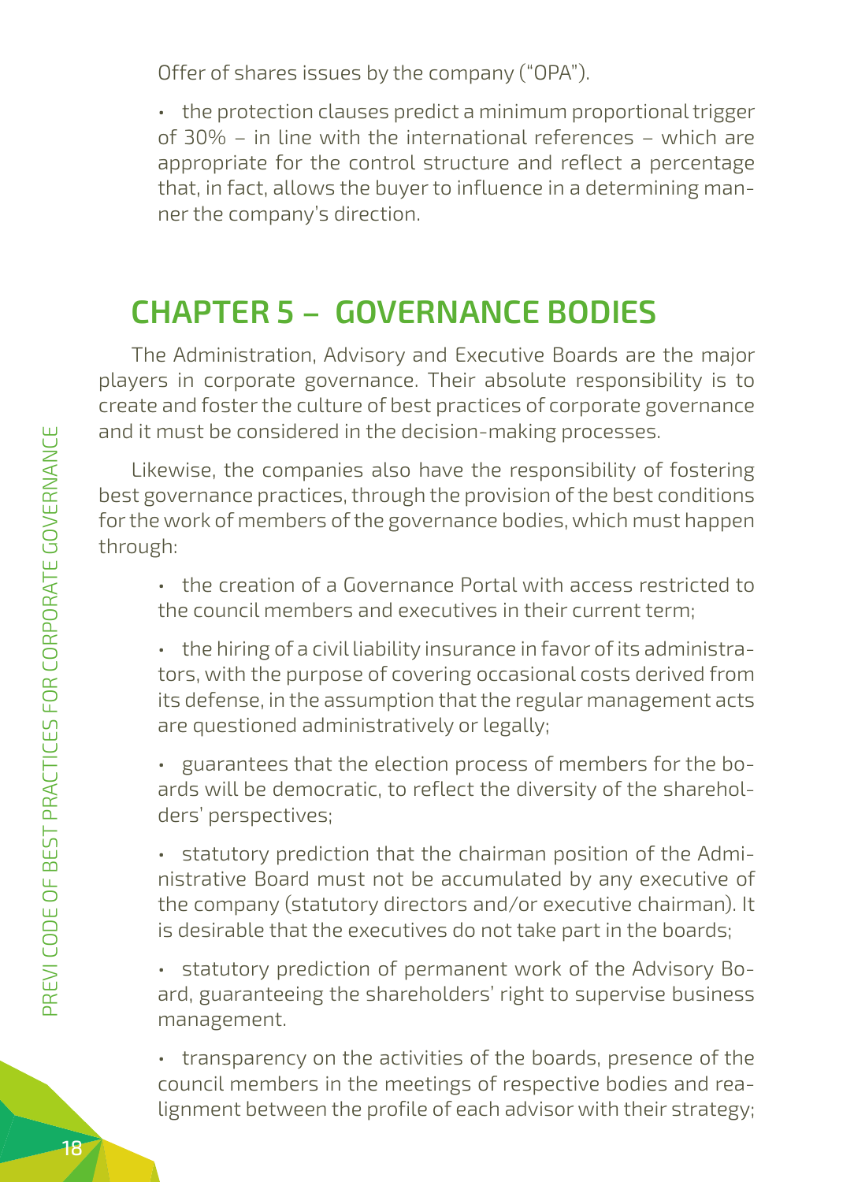Offer of shares issues by the company ("OPA").

- the protection clauses predict a minimum proportional trigger of 30% – in line with the international references – which are appropriate for the control structure and reflect a percentage that, in fact, allows the buyer to influence in a determining manner the company's direction.

## CHAPTER 5 – GOVERNANCE BODIES

The Administration, Advisory and Executive Boards are the major players in corporate governance. Their absolute responsibility is to create and foster the culture of best practices of corporate governance and it must be considered in the decision-making processes.

Likewise, the companies also have the responsibility of fostering best governance practices, through the provision of the best conditions for the work of members of the governance bodies, which must happen through:

- the creation of a Governance Portal with access restricted to the council members and executives in their current term;
- the hiring of a civil liability insurance in favor of its administrators, with the purpose of covering occasional costs derived from its defense, in the assumption that the regular management acts are questioned administratively or legally;
- guarantees that the election process of members for the boards will be democratic, to reflect the diversity of the shareholders' perspectives;
- statutory prediction that the chairman position of the Administrative Board must not be accumulated by any executive of the company (statutory directors and/or executive chairman). It is desirable that the executives do not take part in the boards;
- statutory prediction of permanent work of the Advisory Board, guaranteeing the shareholders' right to supervise business management.
- transparency on the activities of the boards, presence of the council members in the meetings of respective bodies and realignment between the profile of each advisor with their strategy;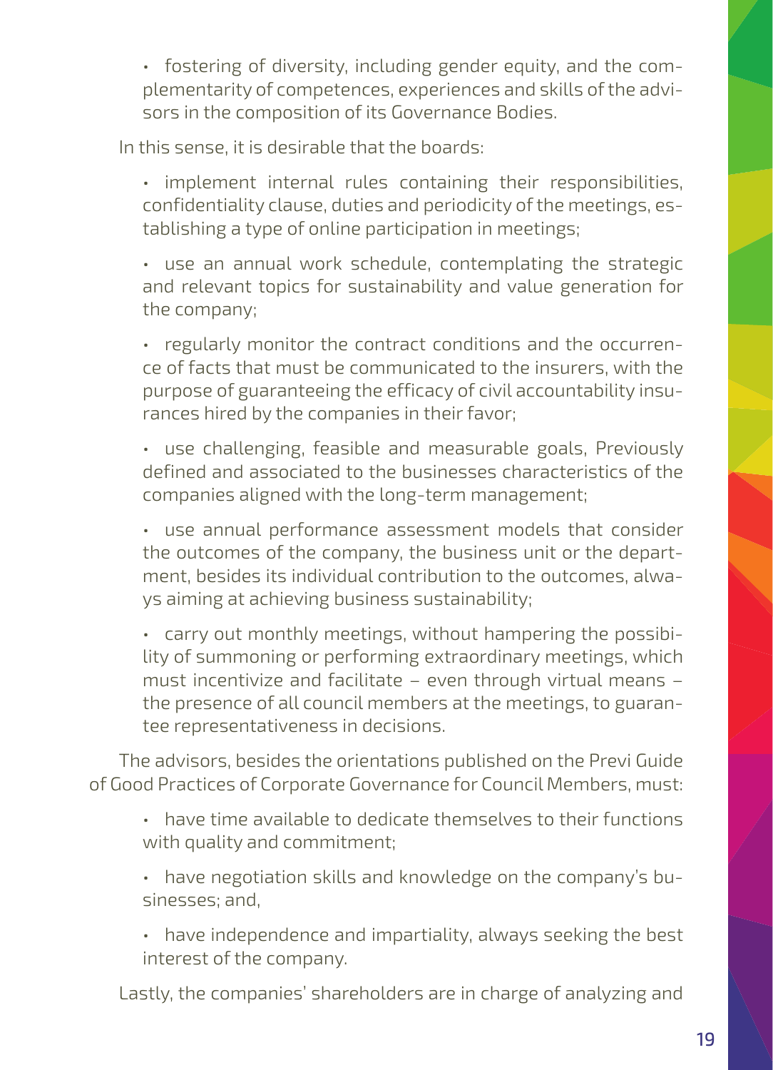- fostering of diversity, including gender equity, and the complementarity of competences, experiences and skills of the advisors in the composition of its Governance Bodies.

In this sense, it is desirable that the boards:

- implement internal rules containing their responsibilities, confidentiality clause, duties and periodicity of the meetings, establishing a type of online participation in meetings;
- use an annual work schedule, contemplating the strategic and relevant topics for sustainability and value generation for the company;
- regularly monitor the contract conditions and the occurrence of facts that must be communicated to the insurers, with the purpose of guaranteeing the efficacy of civil accountability insurances hired by the companies in their favor;
- use challenging, feasible and measurable goals, Previously defined and associated to the businesses characteristics of the companies aligned with the long-term management;
- use annual performance assessment models that consider the outcomes of the company, the business unit or the department, besides its individual contribution to the outcomes, always aiming at achieving business sustainability;
- carry out monthly meetings, without hampering the possibility of summoning or performing extraordinary meetings, which must incentivize and facilitate – even through virtual means – the presence of all council members at the meetings, to guarantee representativeness in decisions.

The advisors, besides the orientations published on the Previ Guide of Good Practices of Corporate Governance for Council Members, must:

- have time available to dedicate themselves to their functions with quality and commitment;
- have negotiation skills and knowledge on the company's businesses; and,
- have independence and impartiality, always seeking the best interest of the company.

Lastly, the companies' shareholders are in charge of analyzing and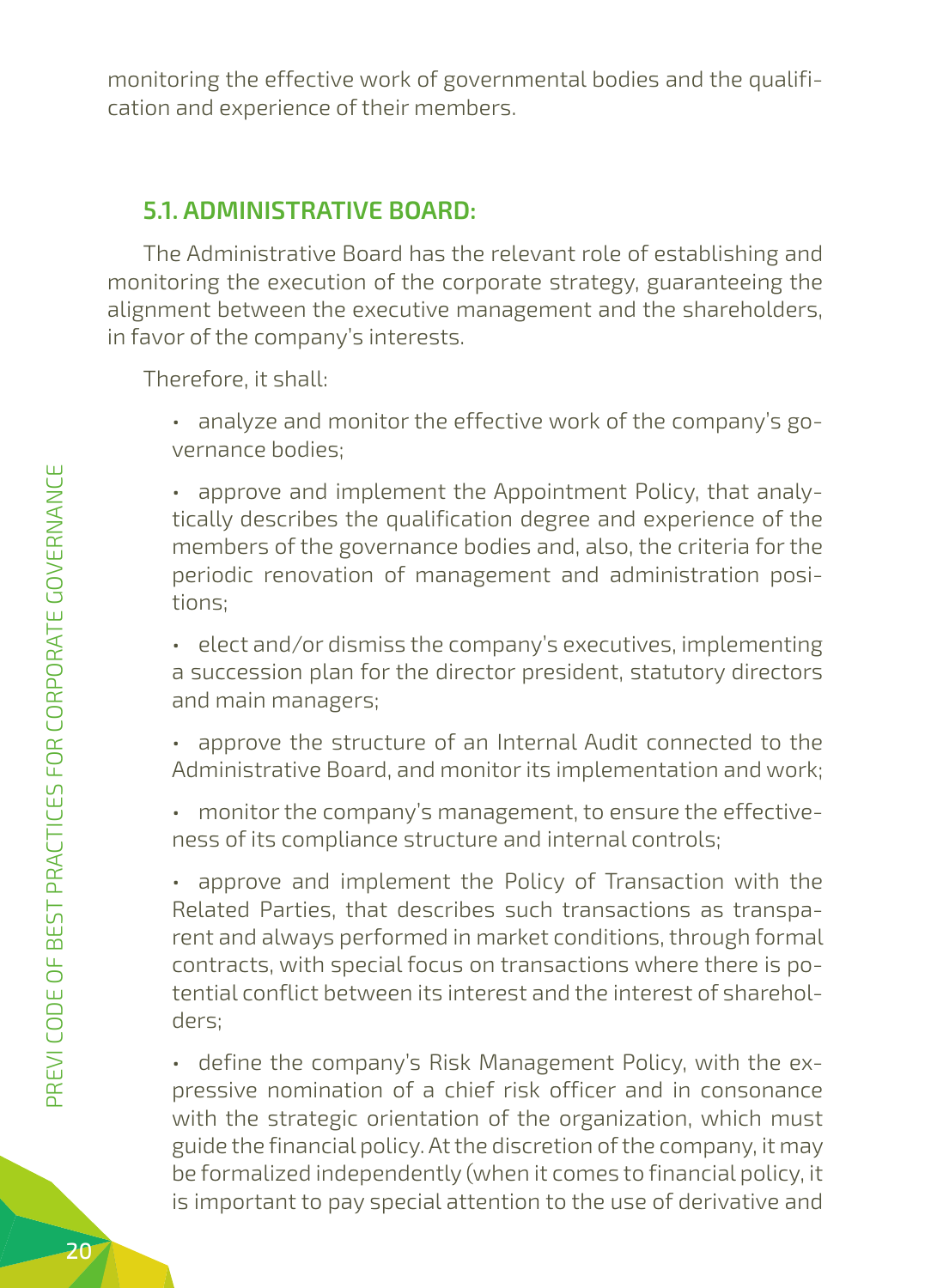monitoring the effective work of governmental bodies and the qualification and experience of their members.

## 5.1. ADMINISTRATIVE BOARD:

The Administrative Board has the relevant role of establishing and monitoring the execution of the corporate strategy, guaranteeing the alignment between the executive management and the shareholders, in favor of the company's interests.

Therefore, it shall:

- analyze and monitor the effective work of the company's governance bodies;
- approve and implement the Appointment Policy, that analytically describes the qualification degree and experience of the members of the governance bodies and, also, the criteria for the periodic renovation of management and administration positions;
- elect and/or dismiss the company's executives, implementing a succession plan for the director president, statutory directors and main managers;
- approve the structure of an Internal Audit connected to the Administrative Board, and monitor its implementation and work;
- monitor the company's management, to ensure the effectiveness of its compliance structure and internal controls;
- approve and implement the Policy of Transaction with the Related Parties, that describes such transactions as transparent and always performed in market conditions, through formal contracts, with special focus on transactions where there is potential conflict between its interest and the interest of shareholders;
- define the company's Risk Management Policy, with the expressive nomination of a chief risk officer and in consonance with the strategic orientation of the organization, which must guide the financial policy. At the discretion of the company, it may be formalized independently (when it comes to financial policy, it is important to pay special attention to the use of derivative and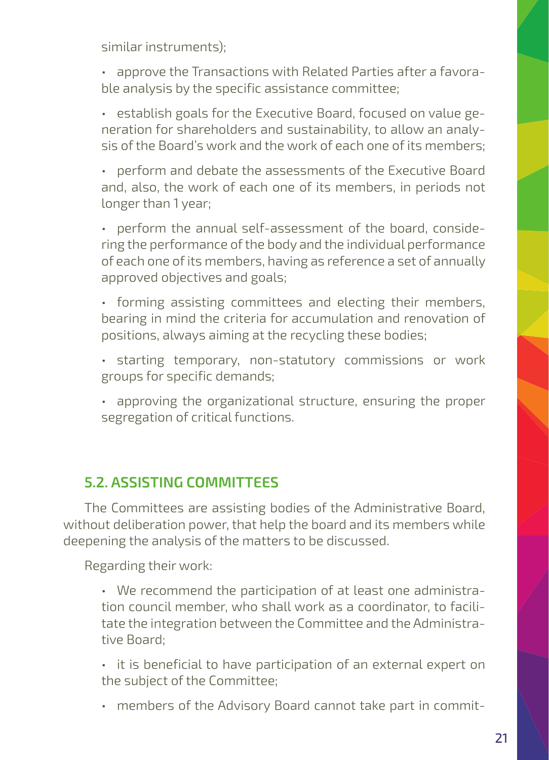similar instruments);

- approve the Transactions with Related Parties after a favorable analysis by the specific assistance committee;
- establish goals for the Executive Board, focused on value generation for shareholders and sustainability, to allow an analysis of the Board's work and the work of each one of its members;
- perform and debate the assessments of the Executive Board and, also, the work of each one of its members, in periods not longer than 1 year;
- perform the annual self-assessment of the board, considering the performance of the body and the individual performance of each one of its members, having as reference a set of annually approved objectives and goals;
- forming assisting committees and electing their members, bearing in mind the criteria for accumulation and renovation of positions, always aiming at the recycling these bodies;
- starting temporary, non-statutory commissions or work groups for specific demands;
- approving the organizational structure, ensuring the proper segregation of critical functions.

## 5.2. ASSISTING COMMITTEES

The Committees are assisting bodies of the Administrative Board, without deliberation power, that help the board and its members while deepening the analysis of the matters to be discussed.

Regarding their work:

- We recommend the participation of at least one administration council member, who shall work as a coordinator, to facilitate the integration between the Committee and the Administrative Board;
- it is beneficial to have participation of an external expert on the subject of the Committee;
- members of the Advisory Board cannot take part in commit-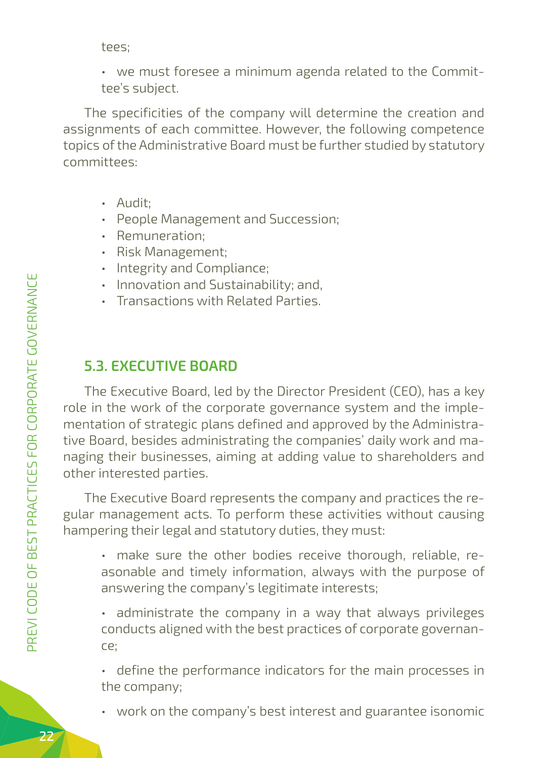tees;

- we must foresee a minimum agenda related to the Committee's subject.

The specificities of the company will determine the creation and assignments of each committee. However, the following competence topics of the Administrative Board must be further studied by statutory committees:

- Audit;
- People Management and Succession;
- Remuneration;
- Risk Management;
- Integrity and Compliance;
- Innovation and Sustainability; and,
- Transactions with Related Parties.

## 5.3. EXECUTIVE BOARD

The Executive Board, led by the Director President (CEO), has a key role in the work of the corporate governance system and the implementation of strategic plans defined and approved by the Administrative Board, besides administrating the companies' daily work and managing their businesses, aiming at adding value to shareholders and other interested parties.

The Executive Board represents the company and practices the regular management acts. To perform these activities without causing hampering their legal and statutory duties, they must:

- make sure the other bodies receive thorough, reliable, reasonable and timely information, always with the purpose of answering the company's legitimate interests;
- administrate the company in a way that always privileges conducts aligned with the best practices of corporate governance;
- define the performance indicators for the main processes in the company;
- work on the company's best interest and guarantee isonomic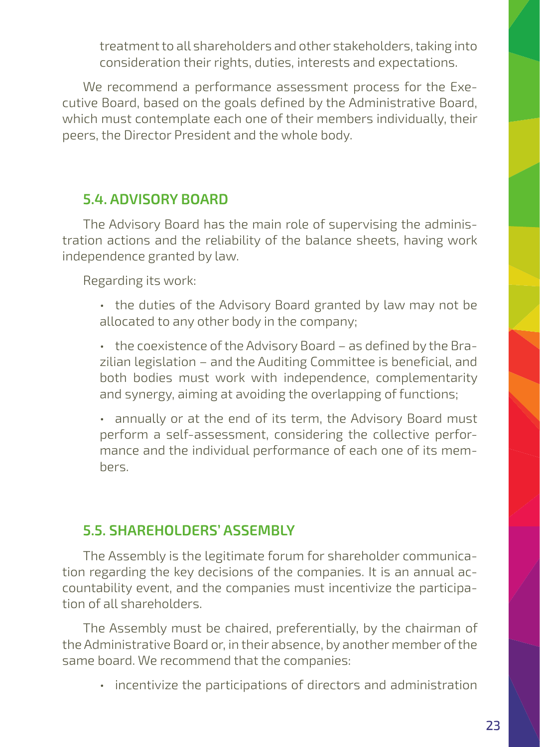treatment to all shareholders and other stakeholders, taking into consideration their rights, duties, interests and expectations.

We recommend a performance assessment process for the Executive Board, based on the goals defined by the Administrative Board, which must contemplate each one of their members individually, their peers, the Director President and the whole body.

## 5.4. ADVISORY BOARD

The Advisory Board has the main role of supervising the administration actions and the reliability of the balance sheets, having work independence granted by law.

Regarding its work:

- the duties of the Advisory Board granted by law may not be allocated to any other body in the company;
- the coexistence of the Advisory Board – as defined by the Brazilian legislation – and the Auditing Committee is beneficial, and both bodies must work with independence, complementarity and synergy, aiming at avoiding the overlapping of functions;
- annually or at the end of its term, the Advisory Board must perform a self-assessment, considering the collective performance and the individual performance of each one of its members.

## 5.5. SHAREHOLDERS' ASSEMBLY

The Assembly is the legitimate forum for shareholder communication regarding the key decisions of the companies. It is an annual accountability event, and the companies must incentivize the participation of all shareholders.

The Assembly must be chaired, preferentially, by the chairman of the Administrative Board or, in their absence, by another member of the same board. We recommend that the companies:

- incentivize the participations of directors and administration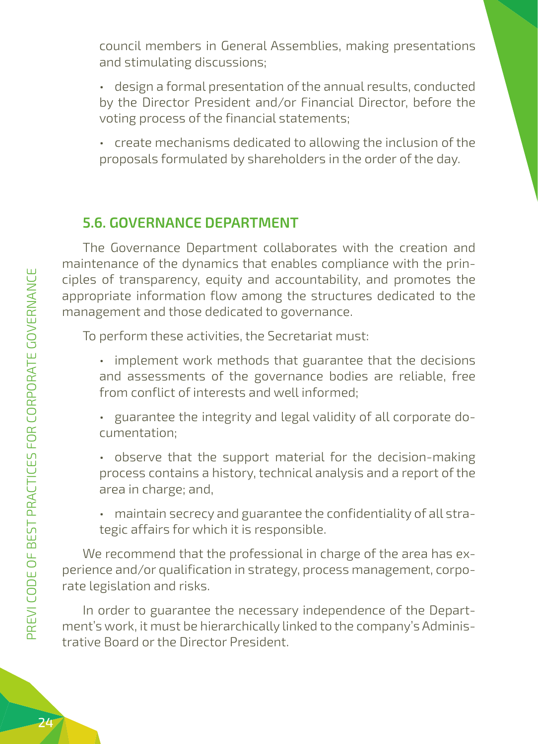council members in General Assemblies, making presentations and stimulating discussions;

- design a formal presentation of the annual results, conducted by the Director President and/or Financial Director, before the voting process of the financial statements;
- create mechanisms dedicated to allowing the inclusion of the proposals formulated by shareholders in the order of the day.

### 5.6. GOVERNANCE DEPARTMENT

The Governance Department collaborates with the creation and maintenance of the dynamics that enables compliance with the principles of transparency, equity and accountability, and promotes the appropriate information flow among the structures dedicated to the management and those dedicated to governance.

To perform these activities, the Secretariat must:

- implement work methods that guarantee that the decisions and assessments of the governance bodies are reliable, free from conflict of interests and well informed;
- guarantee the integrity and legal validity of all corporate documentation;
- observe that the support material for the decision-making process contains a history, technical analysis and a report of the area in charge; and,
- maintain secrecy and guarantee the confidentiality of all strategic affairs for which it is responsible.

We recommend that the professional in charge of the area has experience and/or qualification in strategy, process management, corporate legislation and risks.

In order to guarantee the necessary independence of the Department's work, it must be hierarchically linked to the company's Administrative Board or the Director President.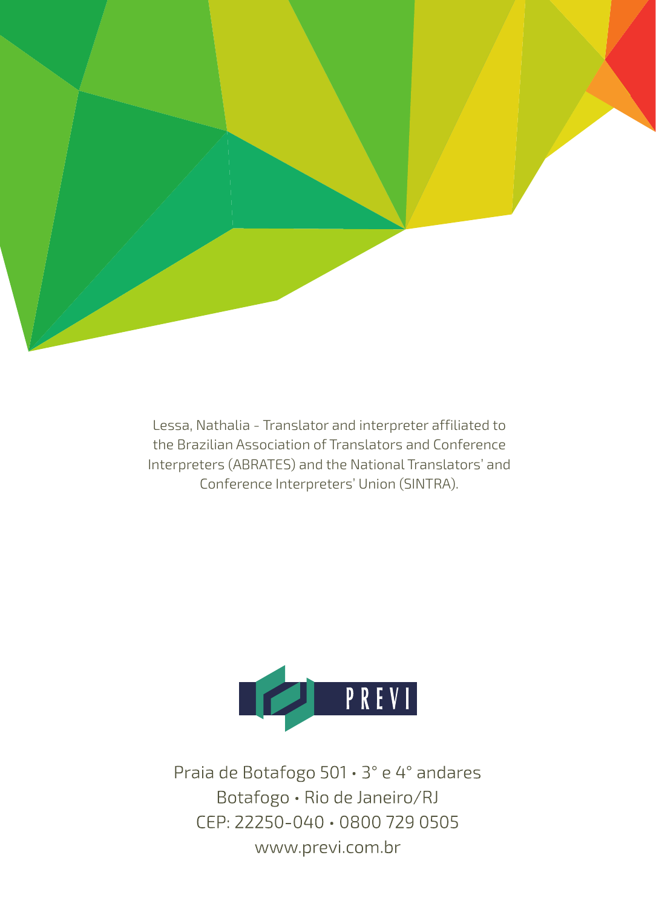Lessa, Nathalia - Translator and interpreter affiliated to the Brazilian Association of Translators and Conference Interpreters (ABRATES) and the National Translators' and Conference Interpreters' Union (SINTRA).

PREVI

Praia de Botafogo 501 • 3° e 4° andares
Botafogo • Rio de Janeiro/RJ
CEP: 22250-040 • 0800 729 0505
www.previ.com.br